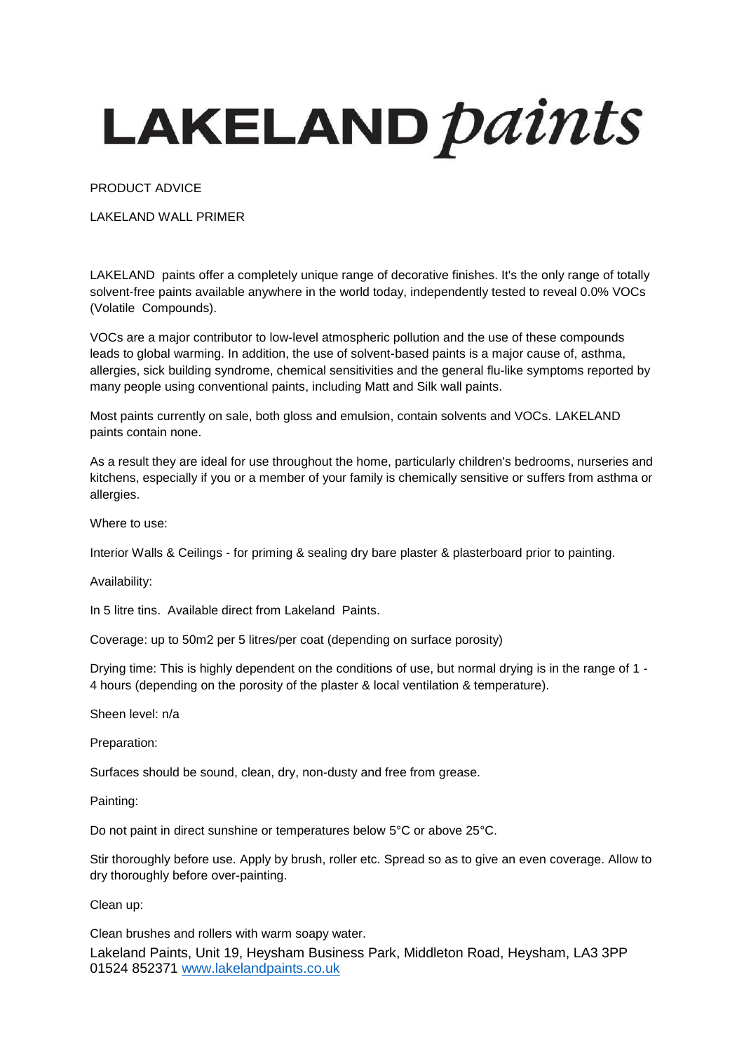# LAKELAND *paints*

PRODUCT ADVICE

LAKELAND WALL PRIMER

LAKELAND paints offer a completely unique range of decorative finishes. It's the only range of totally solvent-free paints available anywhere in the world today, independently tested to reveal 0.0% VOCs (Volatile Compounds).

VOCs are a major contributor to low-level atmospheric pollution and the use of these compounds leads to global warming. In addition, the use of solvent-based paints is a major cause of, asthma, allergies, sick building syndrome, chemical sensitivities and the general flu-like symptoms reported by many people using conventional paints, including Matt and Silk wall paints.

Most paints currently on sale, both gloss and emulsion, contain solvents and VOCs. LAKELAND paints contain none.

As a result they are ideal for use throughout the home, particularly children's bedrooms, nurseries and kitchens, especially if you or a member of your family is chemically sensitive or suffers from asthma or allergies.

Where to use:

Interior Walls & Ceilings - for priming & sealing dry bare plaster & plasterboard prior to painting.

Availability:

In 5 litre tins. Available direct from Lakeland Paints.

Coverage: up to 50m2 per 5 litres/per coat (depending on surface porosity)

Drying time: This is highly dependent on the conditions of use, but normal drying is in the range of 1 - 4 hours (depending on the porosity of the plaster & local ventilation & temperature).

Sheen level: n/a

Preparation:

Surfaces should be sound, clean, dry, non-dusty and free from grease.

Painting:

Do not paint in direct sunshine or temperatures below 5°C or above 25°C.

Stir thoroughly before use. Apply by brush, roller etc. Spread so as to give an even coverage. Allow to dry thoroughly before over-painting.

Clean up:

Clean brushes and rollers with warm soapy water.

Lakeland Paints, Unit 19, Heysham Business Park, Middleton Road, Heysham, LA3 3PP
01524 852371 [www.lakelandpaints.co.uk](http://www.lakelandpaints.co.uk)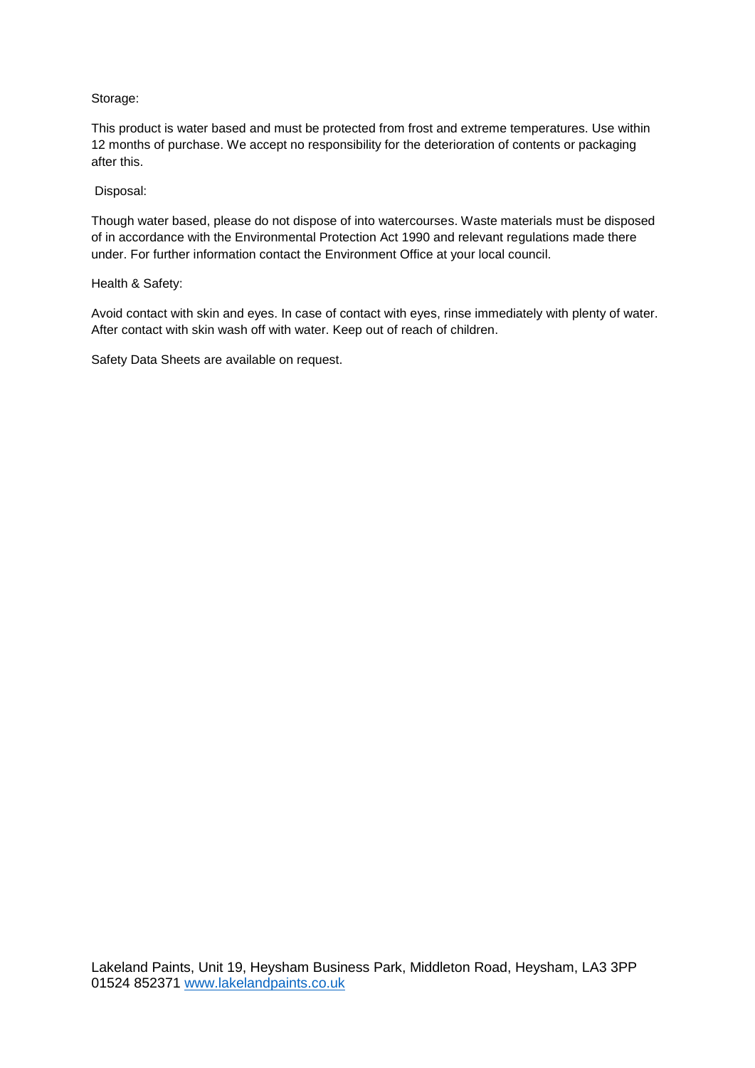Storage:

This product is water based and must be protected from frost and extreme temperatures. Use within 12 months of purchase. We accept no responsibility for the deterioration of contents or packaging after this.

Disposal:

Though water based, please do not dispose of into watercourses. Waste materials must be disposed of in accordance with the Environmental Protection Act 1990 and relevant regulations made there under. For further information contact the Environment Office at your local council.

Health & Safety:

Avoid contact with skin and eyes. In case of contact with eyes, rinse immediately with plenty of water. After contact with skin wash off with water. Keep out of reach of children.

Safety Data Sheets are available on request.

Lakeland Paints, Unit 19, Heysham Business Park, Middleton Road, Heysham, LA3 3PP
01524 852371 [www.lakelandpaints.co.uk](http://www.lakelandpaints.co.uk)